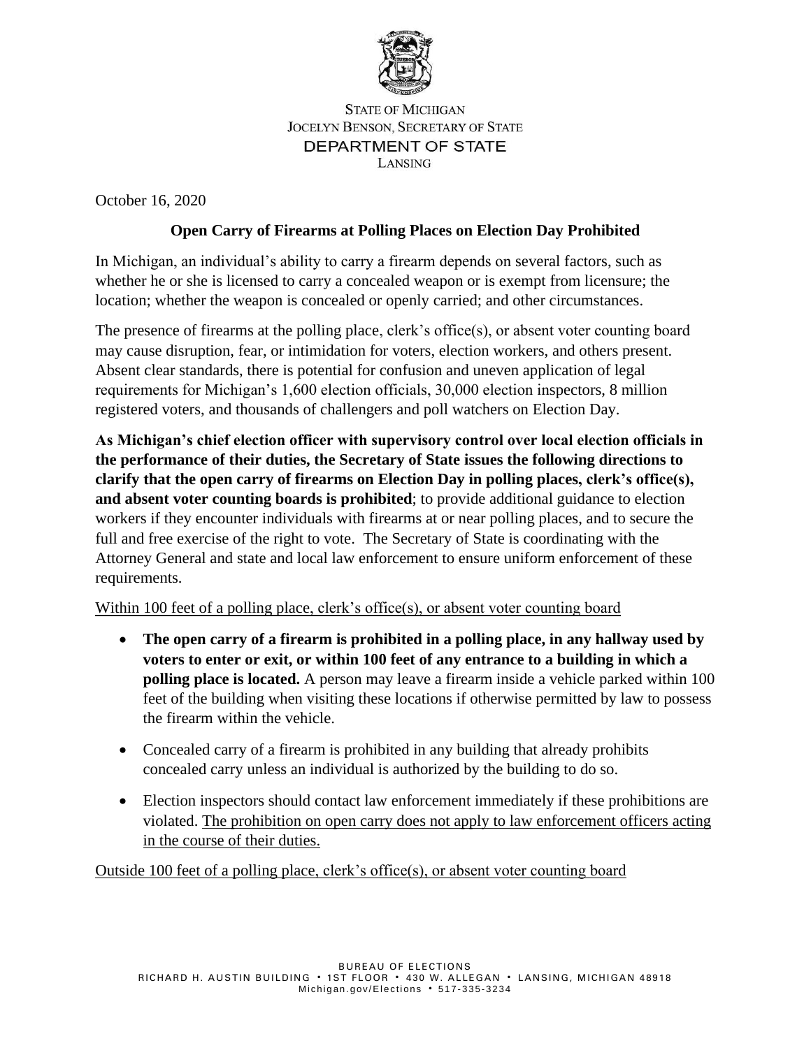STATE OF MICHIGAN
JOCELYN BENSON, SECRETARY OF STATE
DEPARTMENT OF STATE
LANSING

October 16, 2020

## Open Carry of Firearms at Polling Places on Election Day Prohibited

In Michigan, an individual's ability to carry a firearm depends on several factors, such as whether he or she is licensed to carry a concealed weapon or is exempt from licensure; the location; whether the weapon is concealed or openly carried; and other circumstances.

The presence of firearms at the polling place, clerk's office(s), or absent voter counting board may cause disruption, fear, or intimidation for voters, election workers, and others present. Absent clear standards, there is potential for confusion and uneven application of legal requirements for Michigan's 1,600 election officials, 30,000 election inspectors, 8 million registered voters, and thousands of challengers and poll watchers on Election Day.

**As Michigan's chief election officer with supervisory control over local election officials in the performance of their duties, the Secretary of State issues the following directions to clarify that the open carry of firearms on Election Day in polling places, clerk's office(s), and absent voter counting boards is prohibited**; to provide additional guidance to election workers if they encounter individuals with firearms at or near polling places, and to secure the full and free exercise of the right to vote. The Secretary of State is coordinating with the Attorney General and state and local law enforcement to ensure uniform enforcement of these requirements.

<u>Within 100 feet of a polling place, clerk's office(s), or absent voter counting board</u>

- **The open carry of a firearm is prohibited in a polling place, in any hallway used by voters to enter or exit, or within 100 feet of any entrance to a building in which a polling place is located.** A person may leave a firearm inside a vehicle parked within 100 feet of the building when visiting these locations if otherwise permitted by law to possess the firearm within the vehicle.
- Concealed carry of a firearm is prohibited in any building that already prohibits concealed carry unless an individual is authorized by the building to do so.
- Election inspectors should contact law enforcement immediately if these prohibitions are violated. <u>The prohibition on open carry does not apply to law enforcement officers acting in the course of their duties.</u>

<u>Outside 100 feet of a polling place, clerk's office(s), or absent voter counting board</u>

BUREAU OF ELECTIONS
RICHARD H. AUSTIN BUILDING • 1ST FLOOR • 430 W. ALLEGAN • LANSING, MICHIGAN 48918
Michigan.gov/Elections • 517-335-3234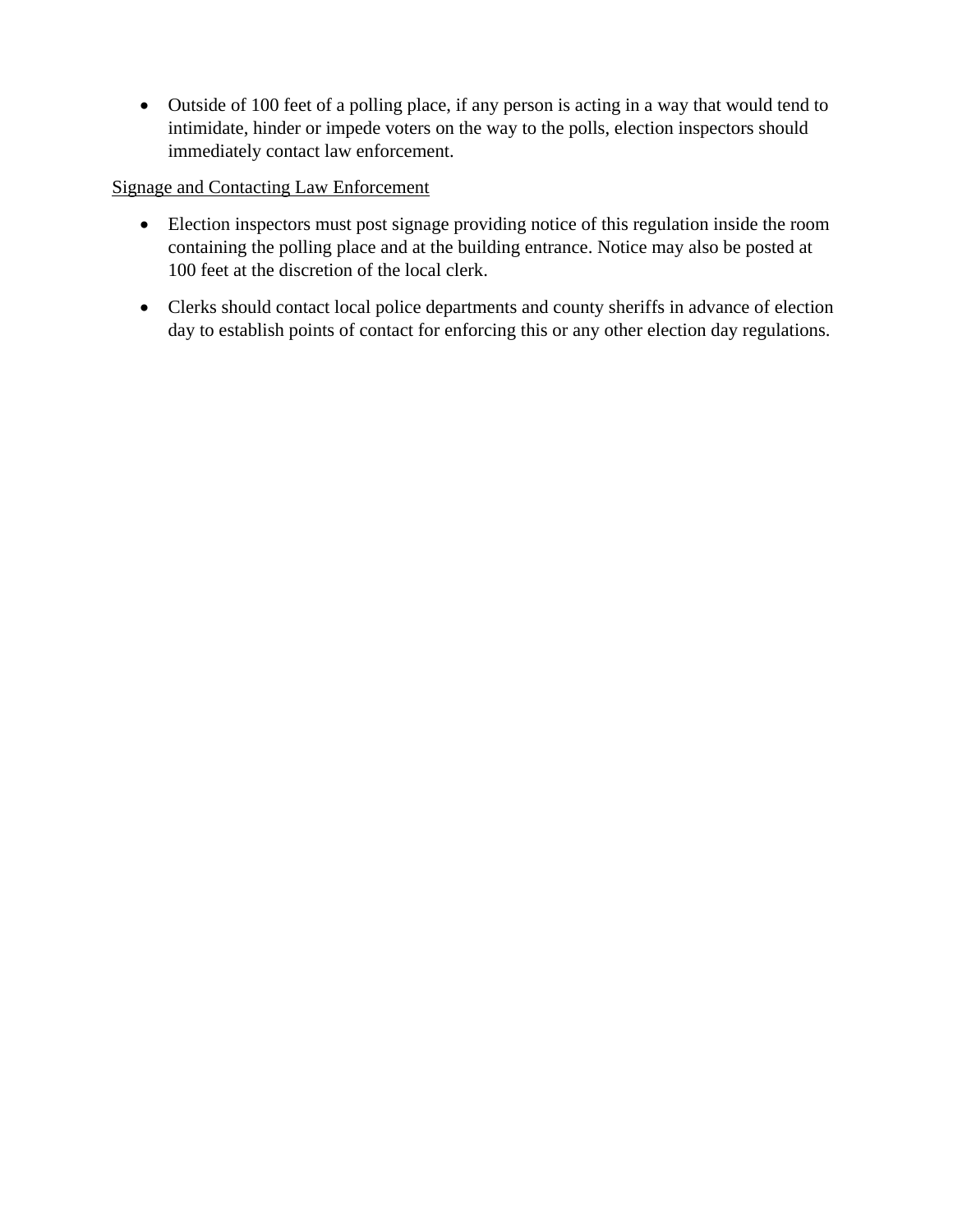- Outside of 100 feet of a polling place, if any person is acting in a way that would tend to intimidate, hinder or impede voters on the way to the polls, election inspectors should immediately contact law enforcement.

<u>Signage and Contacting Law Enforcement</u>

- Election inspectors must post signage providing notice of this regulation inside the room containing the polling place and at the building entrance. Notice may also be posted at 100 feet at the discretion of the local clerk.

- Clerks should contact local police departments and county sheriffs in advance of election day to establish points of contact for enforcing this or any other election day regulations.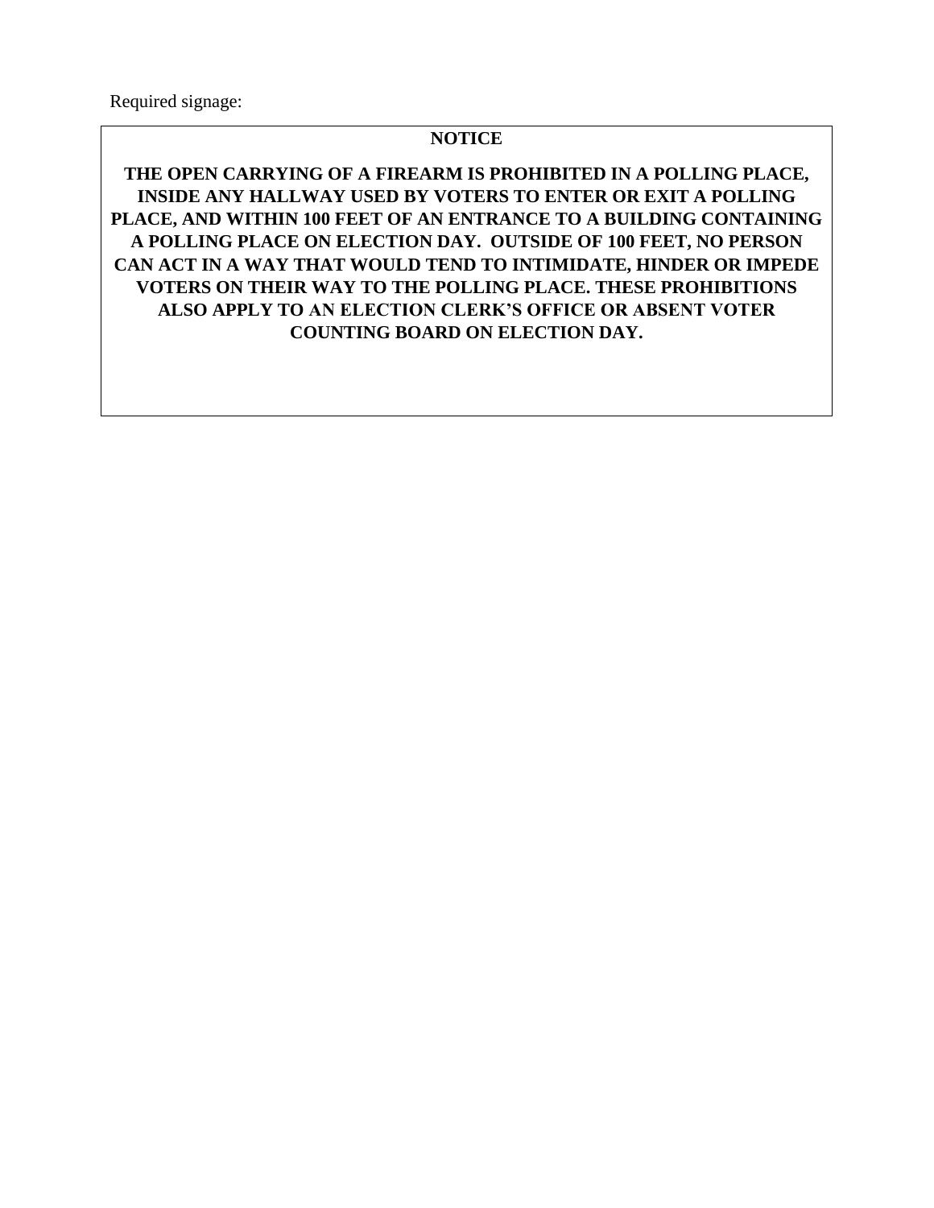Required signage:

**NOTICE**

**THE OPEN CARRYING OF A FIREARM IS PROHIBITED IN A POLLING PLACE, INSIDE ANY HALLWAY USED BY VOTERS TO ENTER OR EXIT A POLLING PLACE, AND WITHIN 100 FEET OF AN ENTRANCE TO A BUILDING CONTAINING A POLLING PLACE ON ELECTION DAY. OUTSIDE OF 100 FEET, NO PERSON CAN ACT IN A WAY THAT WOULD TEND TO INTIMIDATE, HINDER OR IMPEDE VOTERS ON THEIR WAY TO THE POLLING PLACE. THESE PROHIBITIONS ALSO APPLY TO AN ELECTION CLERK'S OFFICE OR ABSENT VOTER COUNTING BOARD ON ELECTION DAY.**